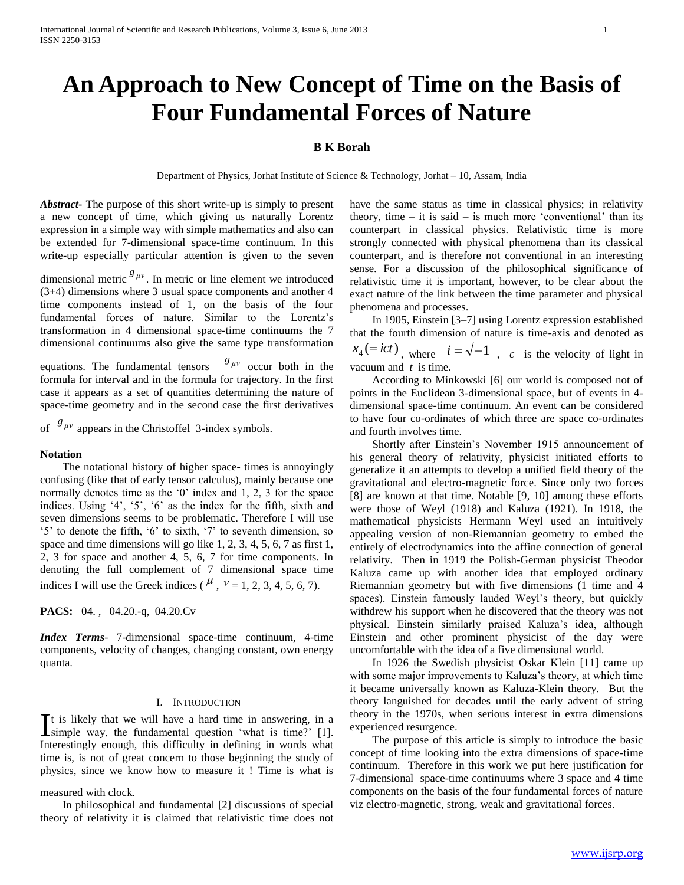# An Approach to New Concept of Time on the Basis of Four Fundamental Forces of Nature

**B K Borah**

Department of Physics, Jorhat Institute of Science & Technology, Jorhat – 10, Assam, India

***Abstract***- The purpose of this short write-up is simply to present a new concept of time, which giving us naturally Lorentz expression in a simple way with simple mathematics and also can be extended for 7-dimensional space-time continuum. In this write-up especially particular attention is given to the seven dimensional metric $g_{\mu\nu}$. In metric or line element we introduced (3+4) dimensions where 3 usual space components and another 4 time components instead of 1, on the basis of the four fundamental forces of nature. Similar to the Lorentz's transformation in 4 dimensional space-time continuums the 7 dimensional continuums also give the same type transformation equations. The fundamental tensors $g_{\mu\nu}$ occur both in the formula for interval and in the formula for trajectory. In the first case it appears as a set of quantities determining the nature of space-time geometry and in the second case the first derivatives of $g_{\mu\nu}$ appears in the Christoffel 3-index symbols.

**Notation**

The notational history of higher space- times is annoyingly confusing (like that of early tensor calculus), mainly because one normally denotes time as the '0' index and 1, 2, 3 for the space indices. Using '4', '5', '6' as the index for the fifth, sixth and seven dimensions seems to be problematic. Therefore I will use '5' to denote the fifth, '6' to sixth, '7' to seventh dimension, so space and time dimensions will go like 1, 2, 3, 4, 5, 6, 7 as first 1, 2, 3 for space and another 4, 5, 6, 7 for time components. In denoting the full complement of 7 dimensional space time indices I will use the Greek indices ($\mu$, $\nu$ = 1, 2, 3, 4, 5, 6, 7).

**PACS:** 04. , 04.20.-q, 04.20.Cv

***Index Terms***- 7-dimensional space-time continuum, 4-time components, velocity of changes, changing constant, own energy quanta.

## I. INTRODUCTION

It is likely that we will have a hard time in answering, in a simple way, the fundamental question 'what is time?' [1]. Interestingly enough, this difficulty in defining in words what time is, is not of great concern to those beginning the study of physics, since we know how to measure it ! Time is what is measured with clock.

In philosophical and fundamental [2] discussions of special theory of relativity it is claimed that relativistic time does not have the same status as time in classical physics; in relativity theory, time – it is said – is much more 'conventional' than its counterpart in classical physics. Relativistic time is more strongly connected with physical phenomena than its classical counterpart, and is therefore not conventional in an interesting sense. For a discussion of the philosophical significance of relativistic time it is important, however, to be clear about the exact nature of the link between the time parameter and physical phenomena and processes.

In 1905, Einstein [3–7] using Lorentz expression established that the fourth dimension of nature is time-axis and denoted as $x_4 (= ict)$, where $i = \sqrt{-1}$, $c$ is the velocity of light in vacuum and $t$ is time.

According to Minkowski [6] our world is composed not of points in the Euclidean 3-dimensional space, but of events in 4-dimensional space-time continuum. An event can be considered to have four co-ordinates of which three are space co-ordinates and fourth involves time.

Shortly after Einstein's November 1915 announcement of his general theory of relativity, physicist initiated efforts to generalize it an attempts to develop a unified field theory of the gravitational and electro-magnetic force. Since only two forces [8] are known at that time. Notable [9, 10] among these efforts were those of Weyl (1918) and Kaluza (1921). In 1918, the mathematical physicists Hermann Weyl used an intuitively appealing version of non-Riemannian geometry to embed the entirely of electrodynamics into the affine connection of general relativity. Then in 1919 the Polish-German physicist Theodor Kaluza came up with another idea that employed ordinary Riemannian geometry but with five dimensions (1 time and 4 spaces). Einstein famously lauded Weyl's theory, but quickly withdrew his support when he discovered that the theory was not physical. Einstein similarly praised Kaluza's idea, although Einstein and other prominent physicist of the day were uncomfortable with the idea of a five dimensional world.

In 1926 the Swedish physicist Oskar Klein [11] came up with some major improvements to Kaluza's theory, at which time it became universally known as Kaluza-Klein theory. But the theory languished for decades until the early advent of string theory in the 1970s, when serious interest in extra dimensions experienced resurgence.

The purpose of this article is simply to introduce the basic concept of time looking into the extra dimensions of space-time continuum. Therefore in this work we put here justification for 7-dimensional space-time continuums where 3 space and 4 time components on the basis of the four fundamental forces of nature viz electro-magnetic, strong, weak and gravitational forces.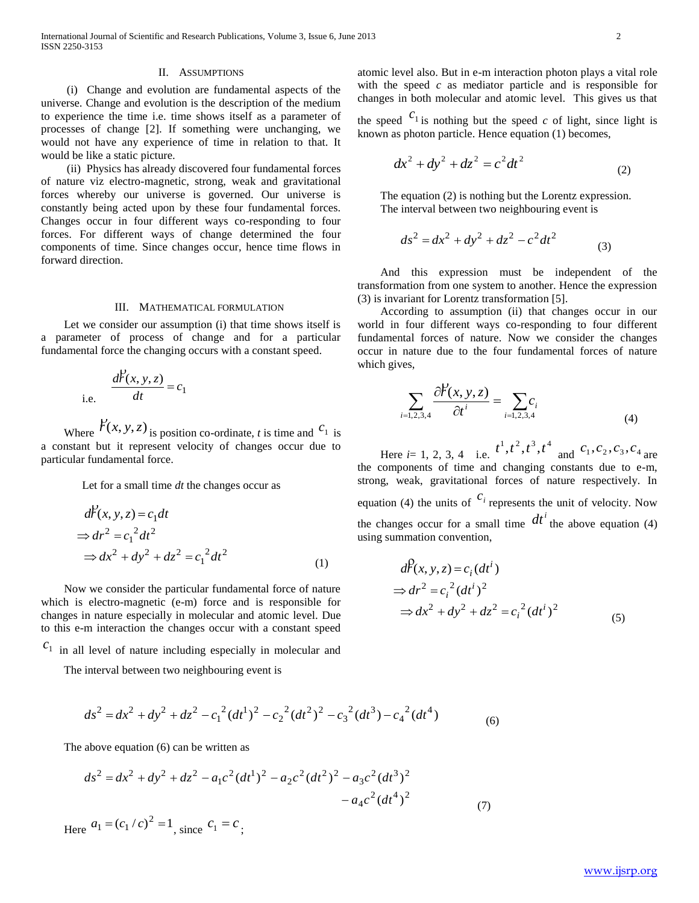## II. ASSUMPTIONS

(i) Change and evolution are fundamental aspects of the universe. Change and evolution is the description of the medium to experience the time i.e. time shows itself as a parameter of processes of change [2]. If something were unchanging, we would not have any experience of time in relation to that. It would be like a static picture.

(ii) Physics has already discovered four fundamental forces of nature viz electro-magnetic, strong, weak and gravitational forces whereby our universe is governed. Our universe is constantly being acted upon by these four fundamental forces. Changes occur in four different ways co-responding to four forces. For different ways of change determined the four components of time. Since changes occur, hence time flows in forward direction.

## III. MATHEMATICAL FORMULATION

Let we consider our assumption (i) that time shows itself is a parameter of process of change and for a particular fundamental force the changing occurs with a constant speed.

i.e. $$\frac{d\vec{r}(x,y,z)}{dt} = c_1$$

Where $\vec{r}(x,y,z)$ is position co-ordinate, $t$ is time and $c_1$ is a constant but it represent velocity of changes occur due to particular fundamental force.

Let for a small time $dt$ the changes occur as

$$\begin{aligned} &d\vec{r}(x,y,z) = c_1 dt \\ &\Rightarrow dr^2 = {c_1}^2 dt^2 \\ &\Rightarrow dx^2 + dy^2 + dz^2 = {c_1}^2 dt^2 \end{aligned} \tag{1}$$

Now we consider the particular fundamental force of nature which is electro-magnetic (e-m) force and is responsible for changes in nature especially in molecular and atomic level. Due to this e-m interaction the changes occur with a constant speed $c_1$ in all level of nature including especially in molecular and atomic level also. But in e-m interaction photon plays a vital role with the speed $c$ as mediator particle and is responsible for changes in both molecular and atomic level. This gives us that the speed $c_1$ is nothing but the speed $c$ of light, since light is known as photon particle. Hence equation (1) becomes,

$$dx^2 + dy^2 + dz^2 = c^2 dt^2 \tag{2}$$

The equation (2) is nothing but the Lorentz expression.
The interval between two neighbouring event is

$$ds^2 = dx^2 + dy^2 + dz^2 - c^2 dt^2 \tag{3}$$

And this expression must be independent of the transformation from one system to another. Hence the expression (3) is invariant for Lorentz transformation [5].

According to assumption (ii) that changes occur in our world in four different ways co-responding to four different fundamental forces of nature. Now we consider the changes occur in nature due to the four fundamental forces of nature which gives,

$$\sum_{i=1,2,3,4} \frac{\partial \vec{r}(x,y,z)}{\partial t^i} = \sum_{i=1,2,3,4} c_i \tag{4}$$

Here $i$= 1, 2, 3, 4 i.e. $t^1, t^2, t^3, t^4$ and $c_1, c_2, c_3, c_4$ are the components of time and changing constants due to e-m, strong, weak, gravitational forces of nature respectively. In equation (4) the units of $c_i$ represents the unit of velocity. Now the changes occur for a small time $dt^i$ the above equation (4) using summation convention,

$$\begin{aligned} &d\vec{r}(x,y,z) = c_i (dt^i) \\ &\Rightarrow dr^2 = {c_i}^2 (dt^i)^2 \\ &\Rightarrow dx^2 + dy^2 + dz^2 = {c_i}^2 (dt^i)^2 \end{aligned} \tag{5}$$

The interval between two neighbouring event is

$$ds^2 = dx^2 + dy^2 + dz^2 - {c_1}^2 (dt^1)^2 - {c_2}^2 (dt^2)^2 - {c_3}^2 (dt^3) - {c_4}^2 (dt^4) \tag{6}$$

The above equation (6) can be written as

$$\begin{aligned} ds^2 = dx^2 + dy^2 + dz^2 - a_1 c^2 (dt^1)^2 - a_2 c^2 (dt^2)^2 - a_3 c^2 (dt^3)^2 \\ - a_4 c^2 (dt^4)^2 \end{aligned} \tag{7}$$

Here $a_1 = (c_1 / c)^2 = 1$, since $c_1 = c$;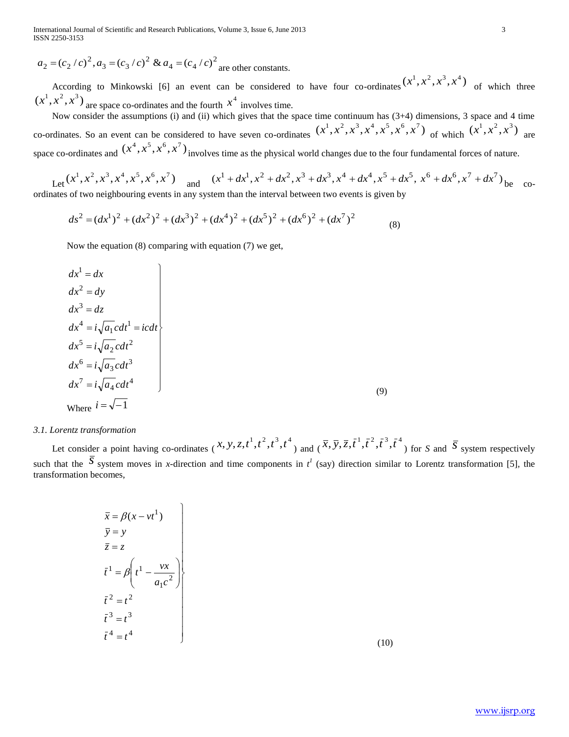$a_2 = (c_2 / c)^2, a_3 = (c_3 / c)^2$ & $a_4 = (c_4 / c)^2$ are other constants.

According to Minkowski [6] an event can be considered to have four co-ordinates $(x^1, x^2, x^3, x^4)$ of which three $(x^1, x^2, x^3)$ are space co-ordinates and the fourth $x^4$ involves time.

Now consider the assumptions (i) and (ii) which gives that the space time continuum has (3+4) dimensions, 3 space and 4 time co-ordinates. So an event can be considered to have seven co-ordinates $(x^1, x^2, x^3, x^4, x^5, x^6, x^7)$ of which $(x^1, x^2, x^3)$ are space co-ordinates and $(x^4, x^5, x^6, x^7)$ involves time as the physical world changes due to the four fundamental forces of nature.

Let $(x^1, x^2, x^3, x^4, x^5, x^6, x^7)$ and $(x^1 + dx^1, x^2 + dx^2, x^3 + dx^3, x^4 + dx^4, x^5 + dx^5, x^6 + dx^6, x^7 + dx^7)$ be co-ordinates of two neighbouring events in any system than the interval between two events is given by

$$ds^2 = (dx^1)^2 + (dx^2)^2 + (dx^3)^2 + (dx^4)^2 + (dx^5)^2 + (dx^6)^2 + (dx^7)^2 \tag{8}$$

Now the equation (8) comparing with equation (7) we get,

$$\left.\begin{aligned}
dx^1 &= dx \\
dx^2 &= dy \\
dx^3 &= dz \\
dx^4 &= i\sqrt{a_1}\,c\,dt^1 = icdt \\
dx^5 &= i\sqrt{a_2}\,c\,dt^2 \\
dx^6 &= i\sqrt{a_3}\,c\,dt^3 \\
dx^7 &= i\sqrt{a_4}\,c\,dt^4
\end{aligned}\right\} \tag{9}$$

Where $i = \sqrt{-1}$

*3.1. Lorentz transformation*

Let consider a point having co-ordinates ( $x, y, z, t^1, t^2, t^3, t^4$ ) and ( $\bar{x}, \bar{y}, \bar{z}, \bar{t}^1, \bar{t}^2, \bar{t}^3, \bar{t}^4$ ) for $S$ and $\bar{S}$ system respectively such that the $\bar{S}$ system moves in *x*-direction and time components in $t^1$ (say) direction similar to Lorentz transformation [5], the transformation becomes,

$$\left.\begin{aligned}
\bar{x} &= \beta(x - vt^1) \\
\bar{y} &= y \\
\bar{z} &= z \\
\bar{t}^1 &= \beta\left(t^1 - \frac{vx}{a_1 c^2}\right) \\
\bar{t}^2 &= t^2 \\
\bar{t}^3 &= t^3 \\
\bar{t}^4 &= t^4
\end{aligned}\right\} \tag{10}$$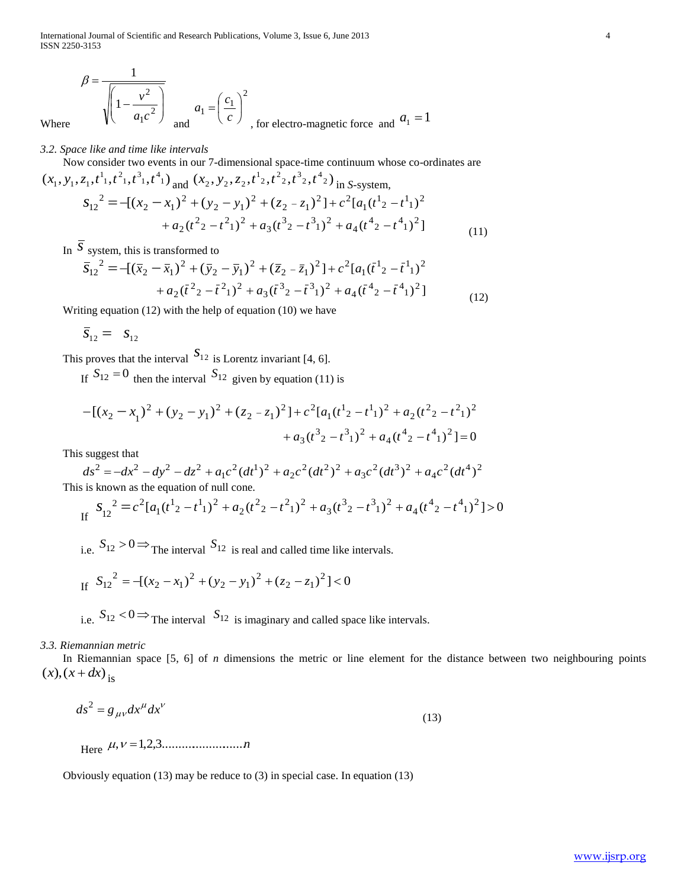$$\beta = \frac{1}{\sqrt{\left(1 - \frac{v^2}{a_1 c^2}\right)}}$$

Where $\beta = \frac{1}{\sqrt{\left(1 - \frac{v^2}{a_1 c^2}\right)}}$ and $a_1 = \left(\frac{c_1}{c}\right)^2$, for electro-magnetic force and $a_1 = 1$

*3.2. Space like and time like intervals*

Now consider two events in our 7-dimensional space-time continuum whose co-ordinates are $(x_1, y_1, z_1, t^1{}_1, t^2{}_1, t^3{}_1, t^4{}_1)$ and $(x_2, y_2, z_2, t^1{}_2, t^2{}_2, t^3{}_2, t^4{}_2)$ in *S*-system,

$$S_{12}{}^2 = -[(x_2 - x_1)^2 + (y_2 - y_1)^2 + (z_2 - z_1)^2] + c^2[a_1(t^1{}_2 - t^1{}_1)^2 + a_2(t^2{}_2 - t^2{}_1)^2 + a_3(t^3{}_2 - t^3{}_1)^2 + a_4(t^4{}_2 - t^4{}_1)^2] \tag{11}$$

In $\bar{S}$ system, this is transformed to

$$\bar{S}_{12}{}^2 = -[(\bar{x}_2 - \bar{x}_1)^2 + (\bar{y}_2 - \bar{y}_1)^2 + (\bar{z}_2 - \bar{z}_1)^2] + c^2[a_1(\bar{t}^1{}_2 - \bar{t}^1{}_1)^2 + a_2(\bar{t}^2{}_2 - \bar{t}^2{}_1)^2 + a_3(\bar{t}^3{}_2 - \bar{t}^3{}_1)^2 + a_4(\bar{t}^4{}_2 - \bar{t}^4{}_1)^2] \tag{12}$$

Writing equation (12) with the help of equation (10) we have

$$\bar{S}_{12} = S_{12}$$

This proves that the interval $S_{12}$ is Lorentz invariant [4, 6].

If $S_{12} = 0$ then the interval $S_{12}$ given by equation (11) is

$$-[(x_2 - x_1)^2 + (y_2 - y_1)^2 + (z_2 - z_1)^2] + c^2[a_1(t^1{}_2 - t^1{}_1)^2 + a_2(t^2{}_2 - t^2{}_1)^2 + a_3(t^3{}_2 - t^3{}_1)^2 + a_4(t^4{}_2 - t^4{}_1)^2] = 0$$

This suggest that

$$ds^2 = -dx^2 - dy^2 - dz^2 + a_1 c^2 (dt^1)^2 + a_2 c^2 (dt^2)^2 + a_3 c^2 (dt^3)^2 + a_4 c^2 (dt^4)^2$$

This is known as the equation of null cone.

If $S_{12}{}^2 = c^2[a_1(t^1{}_2 - t^1{}_1)^2 + a_2(t^2{}_2 - t^2{}_1)^2 + a_3(t^3{}_2 - t^3{}_1)^2 + a_4(t^4{}_2 - t^4{}_1)^2] > 0$

i.e. $S_{12} > 0 \Rightarrow$ The interval $S_{12}$ is real and called time like intervals.

If $S_{12}{}^2 = -[(x_2 - x_1)^2 + (y_2 - y_1)^2 + (z_2 - z_1)^2] < 0$

i.e. $S_{12} < 0 \Rightarrow$ The interval $S_{12}$ is imaginary and called space like intervals.

*3.3. Riemannian metric*

In Riemannian space [5, 6] of *n* dimensions the metric or line element for the distance between two neighbouring points $(x), (x + dx)$ is

$$ds^2 = g_{\mu\nu} dx^\mu dx^\nu \tag{13}$$

Here $\mu, \nu = 1,2,3.........................n$

Obviously equation (13) may be reduce to (3) in special case. In equation (13)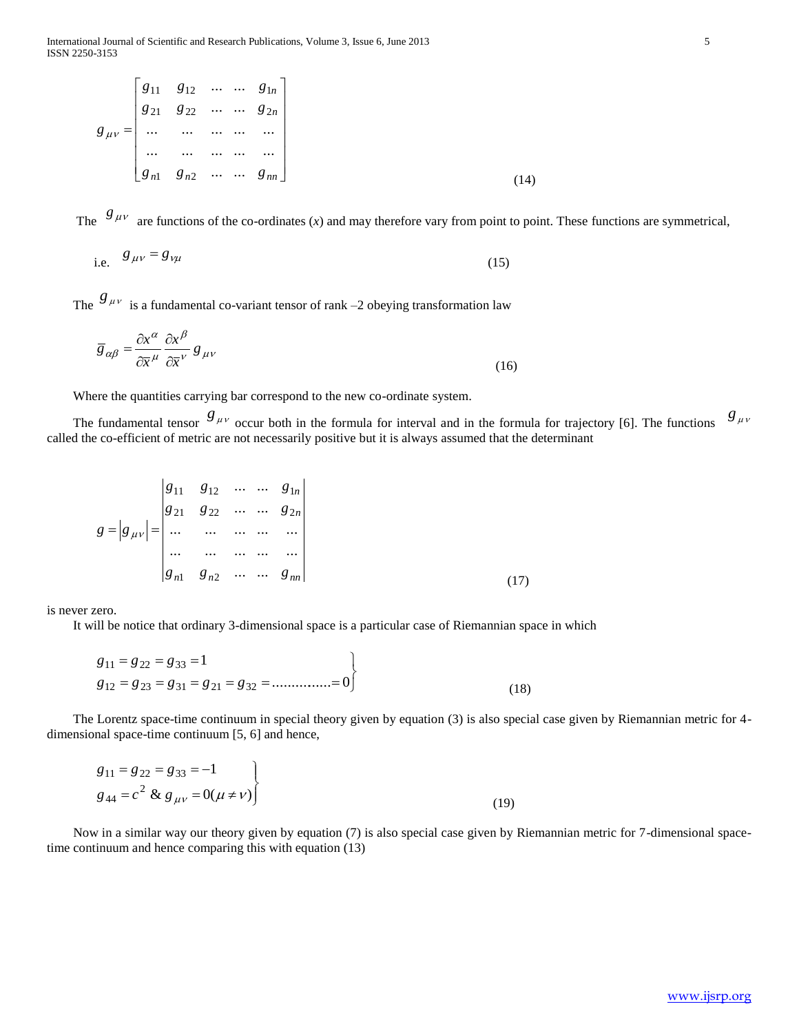$$g_{\mu\nu} = \begin{bmatrix} g_{11} & g_{12} & \cdots & \cdots & g_{1n} \\ g_{21} & g_{22} & \cdots & \cdots & g_{2n} \\ \cdots & \cdots & \cdots & \cdots & \cdots \\ \cdots & \cdots & \cdots & \cdots & \cdots \\ g_{n1} & g_{n2} & \cdots & \cdots & g_{nn} \end{bmatrix} \tag{14}$$

The $g_{\mu\nu}$ are functions of the co-ordinates ($x$) and may therefore vary from point to point. These functions are symmetrical,

i.e. $$g_{\mu\nu} = g_{\nu\mu} \tag{15}$$

The $g_{\mu\nu}$ is a fundamental co-variant tensor of rank –2 obeying transformation law

$$\bar{g}_{\alpha\beta} = \frac{\partial x^{\alpha}}{\partial \bar{x}^{\mu}} \frac{\partial x^{\beta}}{\partial \bar{x}^{\nu}} g_{\mu\nu} \tag{16}$$

Where the quantities carrying bar correspond to the new co-ordinate system.

The fundamental tensor $g_{\mu\nu}$ occur both in the formula for interval and in the formula for trajectory [6]. The functions $g_{\mu\nu}$ called the co-efficient of metric are not necessarily positive but it is always assumed that the determinant

$$g = |g_{\mu\nu}| = \begin{vmatrix} g_{11} & g_{12} & \cdots & \cdots & g_{1n} \\ g_{21} & g_{22} & \cdots & \cdots & g_{2n} \\ \cdots & \cdots & \cdots & \cdots & \cdots \\ \cdots & \cdots & \cdots & \cdots & \cdots \\ g_{n1} & g_{n2} & \cdots & \cdots & g_{nn} \end{vmatrix} \tag{17}$$

is never zero.

It will be notice that ordinary 3-dimensional space is a particular case of Riemannian space in which

$$\left.\begin{array}{l} g_{11} = g_{22} = g_{33} = 1 \\ g_{12} = g_{23} = g_{31} = g_{21} = g_{32} = \ldots\ldots\ldots\ldots\ldots = 0 \end{array}\right\} \tag{18}$$

The Lorentz space-time continuum in special theory given by equation (3) is also special case given by Riemannian metric for 4-dimensional space-time continuum [5, 6] and hence,

$$\left.\begin{array}{l} g_{11} = g_{22} = g_{33} = -1 \\ g_{44} = c^2 \ \& \ g_{\mu\nu} = 0 (\mu \neq \nu) \end{array}\right\} \tag{19}$$

Now in a similar way our theory given by equation (7) is also special case given by Riemannian metric for 7-dimensional space-time continuum and hence comparing this with equation (13)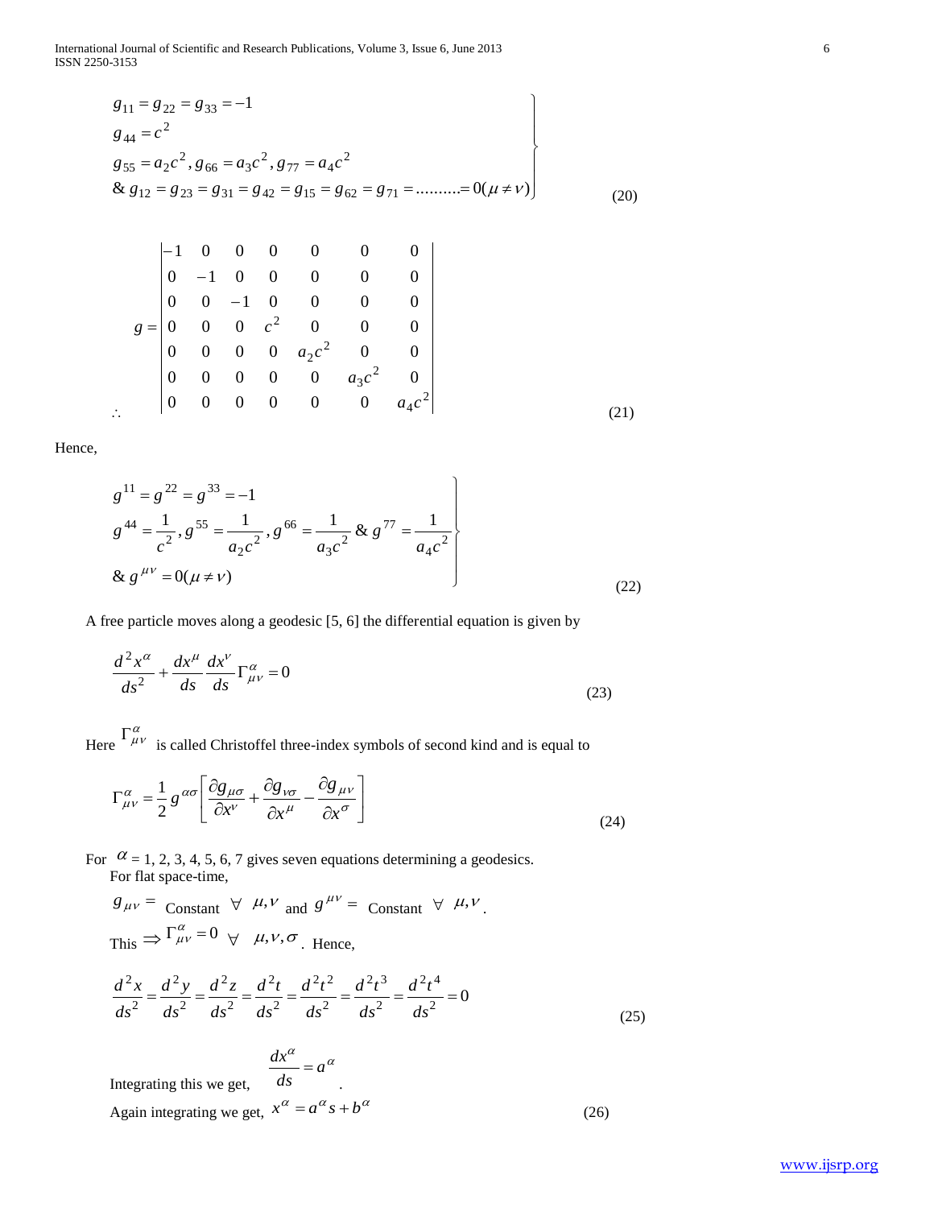$$
\left.\begin{array}{l}
g_{11} = g_{22} = g_{33} = -1 \\
g_{44} = c^2 \\
g_{55} = a_2 c^2, g_{66} = a_3 c^2, g_{77} = a_4 c^2 \\
\& \; g_{12} = g_{23} = g_{31} = g_{42} = g_{15} = g_{62} = g_{71} = .........= 0 (\mu \neq \nu)
\end{array}\right\} \tag{20}
$$

$$
\therefore \quad g = \begin{vmatrix}
-1 & 0 & 0 & 0 & 0 & 0 & 0 \\
0 & -1 & 0 & 0 & 0 & 0 & 0 \\
0 & 0 & -1 & 0 & 0 & 0 & 0 \\
0 & 0 & 0 & c^2 & 0 & 0 & 0 \\
0 & 0 & 0 & 0 & a_2 c^2 & 0 & 0 \\
0 & 0 & 0 & 0 & 0 & a_3 c^2 & 0 \\
0 & 0 & 0 & 0 & 0 & 0 & a_4 c^2
\end{vmatrix} \tag{21}
$$

Hence,

$$
\left.\begin{array}{l}
g^{11} = g^{22} = g^{33} = -1 \\
g^{44} = \dfrac{1}{c^2}, g^{55} = \dfrac{1}{a_2 c^2}, g^{66} = \dfrac{1}{a_3 c^2} \; \& \; g^{77} = \dfrac{1}{a_4 c^2} \\
\& \; g^{\mu\nu} = 0 (\mu \neq \nu)
\end{array}\right\} \tag{22}
$$

A free particle moves along a geodesic [5, 6] the differential equation is given by

$$
\frac{d^2 x^\alpha}{ds^2} + \frac{dx^\mu}{ds}\frac{dx^\nu}{ds}\Gamma^\alpha_{\mu\nu} = 0 \tag{23}
$$

Here $\Gamma^\alpha_{\mu\nu}$ is called Christoffel three-index symbols of second kind and is equal to

$$
\Gamma^\alpha_{\mu\nu} = \frac{1}{2} g^{\alpha\sigma}\left[\frac{\partial g_{\mu\sigma}}{\partial x^\nu} + \frac{\partial g_{\nu\sigma}}{\partial x^\mu} - \frac{\partial g_{\mu\nu}}{\partial x^\sigma}\right] \tag{24}
$$

For $\alpha$ = 1, 2, 3, 4, 5, 6, 7 gives seven equations determining a geodesics.

For flat space-time,

$g_{\mu\nu} =$ Constant $\forall \; \mu, \nu$ and $g^{\mu\nu} =$ Constant $\forall \; \mu, \nu$.

This $\Rightarrow \Gamma^\alpha_{\mu\nu} = 0 \;\; \forall \;\; \mu, \nu, \sigma$. Hence,

$$
\frac{d^2 x}{ds^2} = \frac{d^2 y}{ds^2} = \frac{d^2 z}{ds^2} = \frac{d^2 t}{ds^2} = \frac{d^2 t^2}{ds^2} = \frac{d^2 t^3}{ds^2} = \frac{d^2 t^4}{ds^2} = 0 \tag{25}
$$

Integrating this we get, $\dfrac{dx^\alpha}{ds} = a^\alpha$.

Again integrating we get, $x^\alpha = a^\alpha s + b^\alpha$ (26)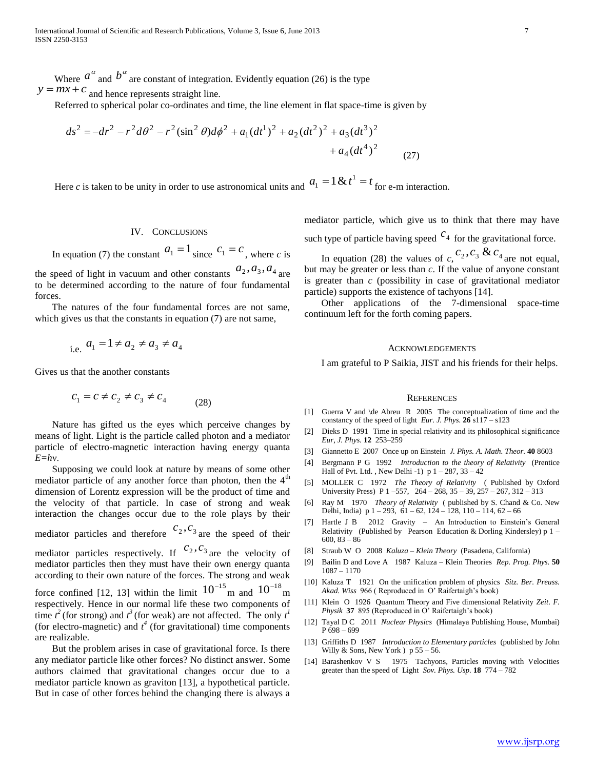Where $a^\alpha$ and $b^\alpha$ are constant of integration. Evidently equation (26) is the type $y = mx + c$ and hence represents straight line.

Referred to spherical polar co-ordinates and time, the line element in flat space-time is given by

$$ds^2 = -dr^2 - r^2 d\theta^2 - r^2(\sin^2\theta)d\phi^2 + a_1(dt^1)^2 + a_2(dt^2)^2 + a_3(dt^3)^2 + a_4(dt^4)^2 \quad (27)$$

Here *c* is taken to be unity in order to use astronomical units and $a_1 = 1 \;\&\; t^1 = t$ for e-m interaction.

## IV. Conclusions

In equation (7) the constant $a_1 = 1$ since $c_1 = c$, where *c* is the speed of light in vacuum and other constants $a_2, a_3, a_4$ are to be determined according to the nature of four fundamental forces.

The natures of the four fundamental forces are not same, which gives us that the constants in equation (7) are not same,

i.e. $a_1 = 1 \neq a_2 \neq a_3 \neq a_4$

Gives us that the another constants

$$c_1 = c \neq c_2 \neq c_3 \neq c_4 \quad (28)$$

Nature has gifted us the eyes which perceive changes by means of light. Light is the particle called photon and a mediator particle of electro-magnetic interaction having energy quanta $E = h\nu$.

Supposing we could look at nature by means of some other mediator particle of any another force than photon, then the 4th dimension of Lorentz expression will be the product of time and the velocity of that particle. In case of strong and weak interaction the changes occur due to the role plays by their mediator particles and therefore $c_2, c_3$ are the speed of their mediator particles respectively. If $c_2, c_3$ are the velocity of mediator particles then they must have their own energy quanta according to their own nature of the forces. The strong and weak force confined [12, 13] within the limit $10^{-15}$ m and $10^{-18}$ m respectively. Hence in our normal life these two components of time $t^2$ (for strong) and $t^3$ (for weak) are not affected. The only $t^1$ (for electro-magnetic) and $t^4$ (for gravitational) time components are realizable.

But the problem arises in case of gravitational force. Is there any mediator particle like other forces? No distinct answer. Some authors claimed that gravitational changes occur due to a mediator particle known as graviton [13], a hypothetical particle. But in case of other forces behind the changing there is always a mediator particle, which give us to think that there may have such type of particle having speed $c_4$ for the gravitational force.

In equation (28) the values of *c*, $c_2, c_3 \;\&\; c_4$ are not equal, but may be greater or less than *c*. If the value of anyone constant is greater than *c* (possibility in case of gravitational mediator particle) supports the existence of tachyons [14].

Other applications of the 7-dimensional space-time continuum left for the forth coming papers.

## Acknowledgements

I am grateful to P Saikia, JIST and his friends for their helps.

## References

[1] Guerra V and \de Abreu R 2005 The conceptualization of time and the constancy of the speed of light *Eur. J. Phys.* **26** s117 – s123

[2] Dieks D 1991 Time in special relativity and its philosophical significance *Eur, J. Phys.* **12** 253–259

[3] Giannetto E 2007 Once up on Einstein *J. Phys. A. Math. Theor.* **40** 8603

[4] Bergmann P G 1992 *Introduction to the theory of Relativity* (Prentice Hall of Pvt. Ltd. , New Delhi -1) p 1 – 287, 33 – 42

[5] MOLLER C 1972 *The Theory of Relativity* ( Published by Oxford University Press) P 1 –557, 264 – 268, 35 – 39, 257 – 267, 312 – 313

[6] Ray M 1970 *Theory of Relativity* ( published by S. Chand & Co. New Delhi, India) p 1 – 293, 61 – 62, 124 – 128, 110 – 114, 62 – 66

[7] Hartle J B 2012 Gravity – An Introduction to Einstein's General Relativity (Published by Pearson Education & Dorling Kindersley) p 1 – 600, 83 – 86

[8] Straub W O 2008 *Kaluza – Klein Theory* (Pasadena, California)

[9] Bailin D and Love A 1987 Kaluza – Klein Theories *Rep. Prog. Phys.* **50** 1087 – 1170

[10] Kaluza T 1921 On the unification problem of physics *Sitz. Ber. Preuss. Akad. Wiss* 966 ( Reproduced in O' Raifertaigh's book)

[11] Klein O 1926 Quantum Theory and Five dimensional Relativity *Zeit. F. Physik* **37** 895 (Reproduced in O' Raifertaigh's book)

[12] Tayal D C 2011 *Nuclear Physics* (Himalaya Publishing House, Mumbai) P 698 – 699

[13] Griffiths D 1987 *Introduction to Elementary particles* (published by John Willy & Sons, New York ) p 55 – 56.

[14] Barashenkov V S 1975 Tachyons, Particles moving with Velocities greater than the speed of Light *Sov. Phys. Usp.* **18** 774 – 782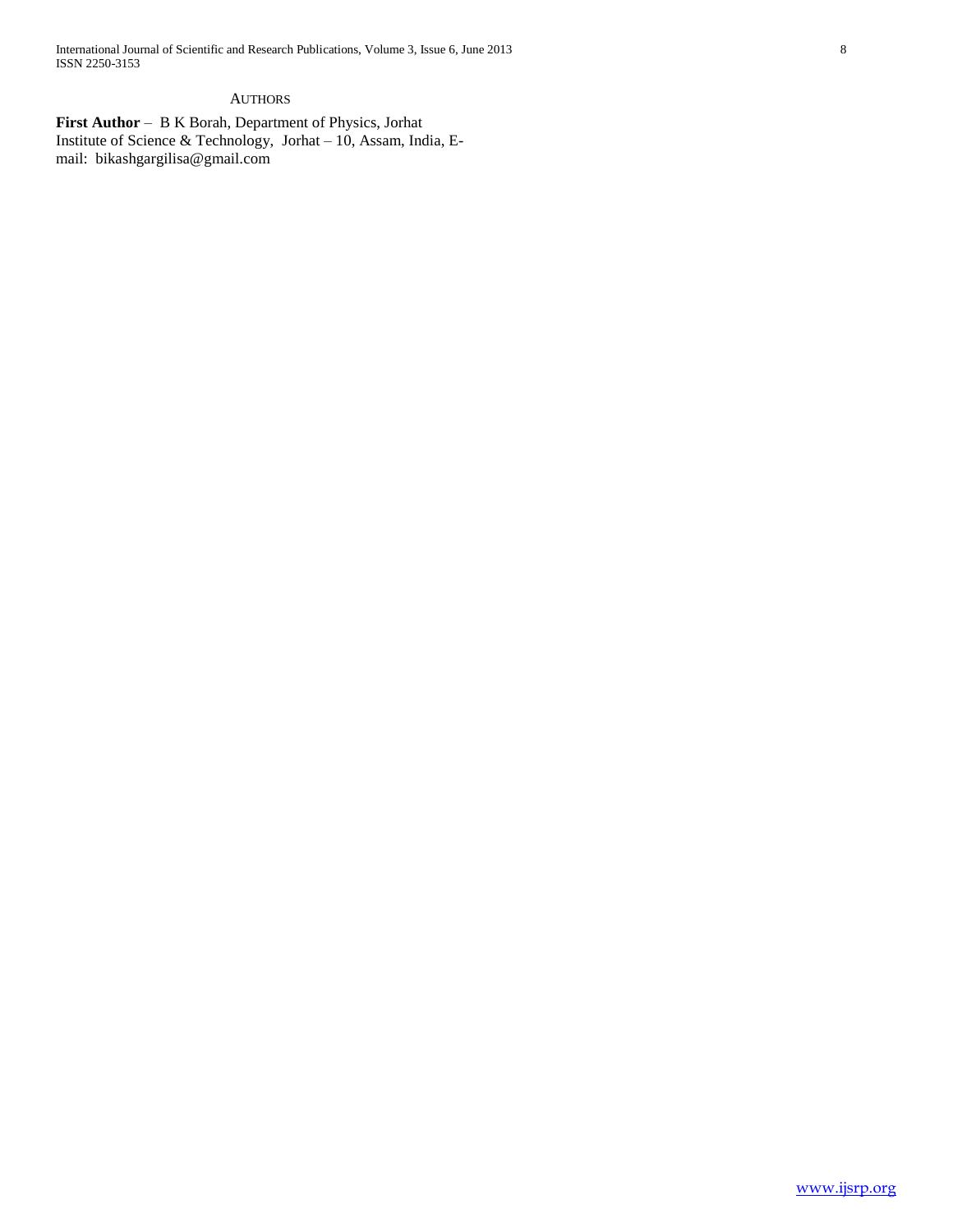## AUTHORS

**First Author** – B K Borah, Department of Physics, Jorhat Institute of Science & Technology, Jorhat – 10, Assam, India, E-mail: bikashgargilisa@gmail.com